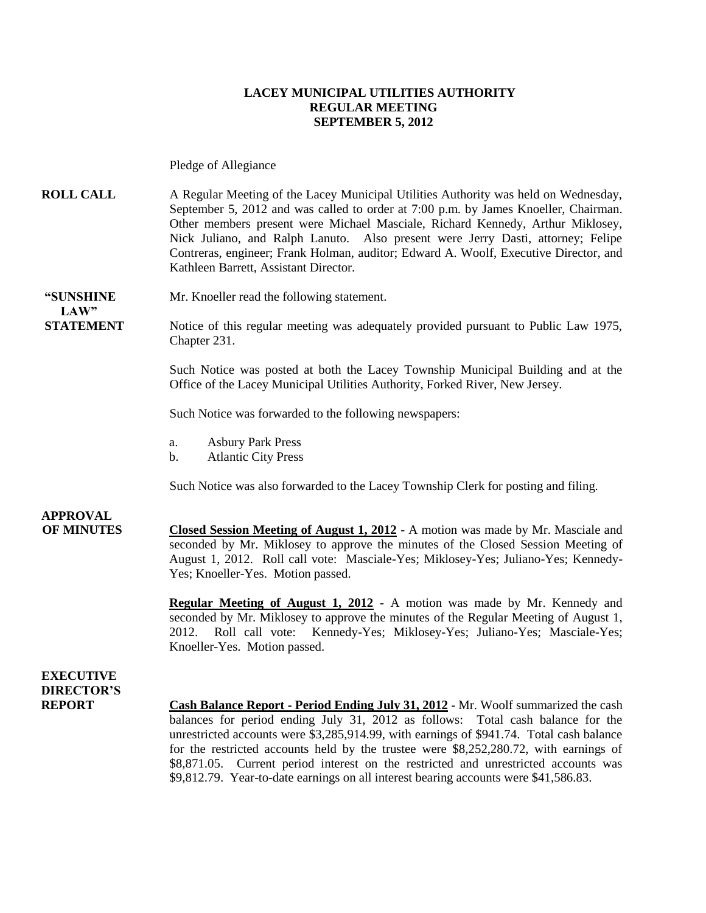**LACEY MUNICIPAL UTILITIES AUTHORITY**
**REGULAR MEETING**
**SEPTEMBER 5, 2012**

Pledge of Allegiance

**ROLL CALL**

A Regular Meeting of the Lacey Municipal Utilities Authority was held on Wednesday, September 5, 2012 and was called to order at 7:00 p.m. by James Knoeller, Chairman. Other members present were Michael Masciale, Richard Kennedy, Arthur Miklosey, Nick Juliano, and Ralph Lanuto. Also present were Jerry Dasti, attorney; Felipe Contreras, engineer; Frank Holman, auditor; Edward A. Woolf, Executive Director, and Kathleen Barrett, Assistant Director.

**"SUNSHINE LAW" STATEMENT**

Mr. Knoeller read the following statement.

Notice of this regular meeting was adequately provided pursuant to Public Law 1975, Chapter 231.

Such Notice was posted at both the Lacey Township Municipal Building and at the Office of the Lacey Municipal Utilities Authority, Forked River, New Jersey.

Such Notice was forwarded to the following newspapers:

a. Asbury Park Press
b. Atlantic City Press

Such Notice was also forwarded to the Lacey Township Clerk for posting and filing.

**APPROVAL OF MINUTES**

**Closed Session Meeting of August 1, 2012** - A motion was made by Mr. Masciale and seconded by Mr. Miklosey to approve the minutes of the Closed Session Meeting of August 1, 2012. Roll call vote: Masciale-Yes; Miklosey-Yes; Juliano-Yes; Kennedy-Yes; Knoeller-Yes. Motion passed.

**Regular Meeting of August 1, 2012** - A motion was made by Mr. Kennedy and seconded by Mr. Miklosey to approve the minutes of the Regular Meeting of August 1, 2012. Roll call vote: Kennedy-Yes; Miklosey-Yes; Juliano-Yes; Masciale-Yes; Knoeller-Yes. Motion passed.

**EXECUTIVE DIRECTOR'S REPORT**

**Cash Balance Report - Period Ending July 31, 2012** - Mr. Woolf summarized the cash balances for period ending July 31, 2012 as follows: Total cash balance for the unrestricted accounts were $3,285,914.99, with earnings of $941.74. Total cash balance for the restricted accounts held by the trustee were $8,252,280.72, with earnings of $8,871.05. Current period interest on the restricted and unrestricted accounts was $9,812.79. Year-to-date earnings on all interest bearing accounts were $41,586.83.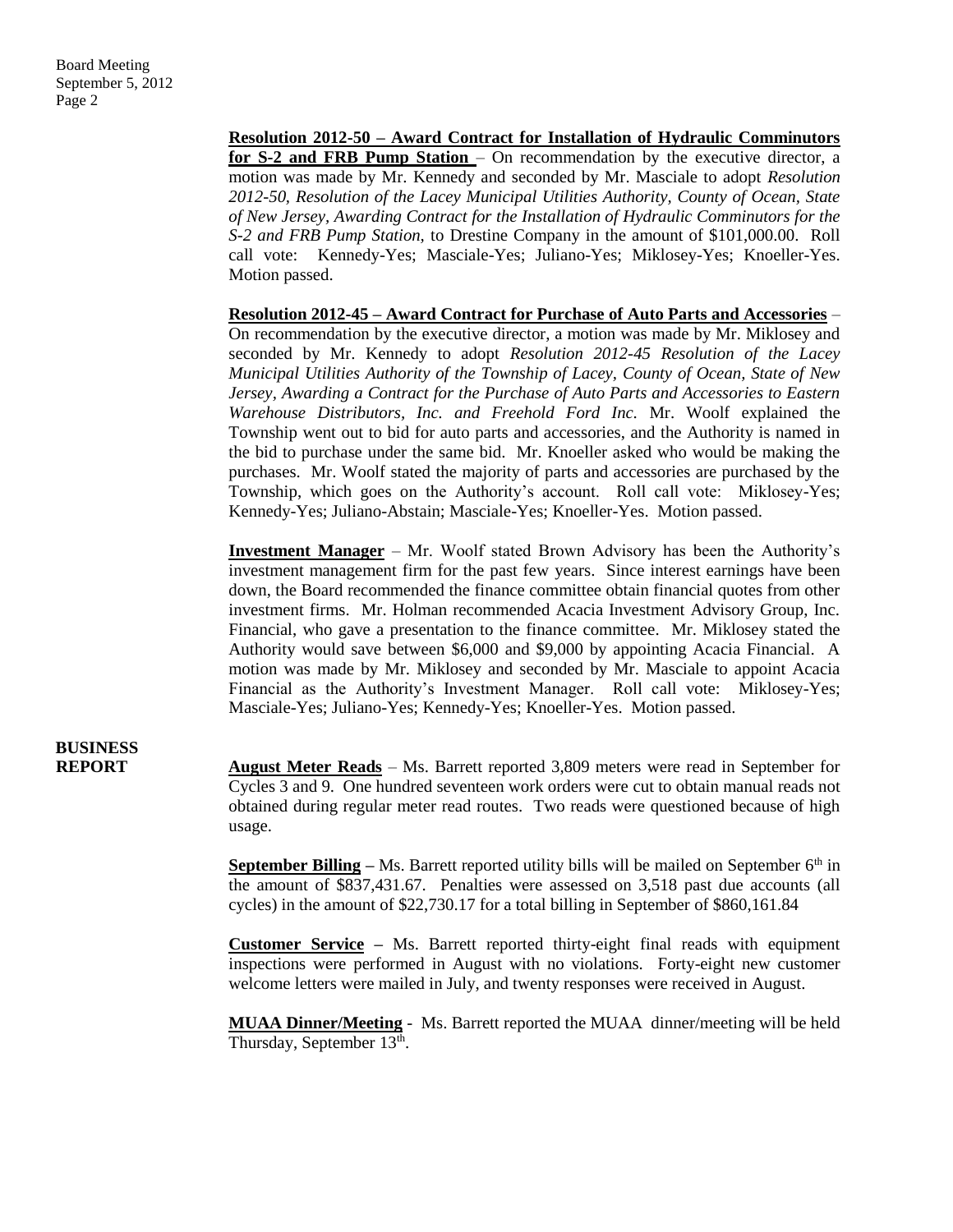**Resolution 2012-50 – Award Contract for Installation of Hydraulic Comminutors for S-2 and FRB Pump Station** – On recommendation by the executive director, a motion was made by Mr. Kennedy and seconded by Mr. Masciale to adopt *Resolution 2012-50, Resolution of the Lacey Municipal Utilities Authority, County of Ocean, State of New Jersey, Awarding Contract for the Installation of Hydraulic Comminutors for the S-2 and FRB Pump Station*, to Drestine Company in the amount of $101,000.00. Roll call vote: Kennedy-Yes; Masciale-Yes; Juliano-Yes; Miklosey-Yes; Knoeller-Yes. Motion passed.

**Resolution 2012-45 – Award Contract for Purchase of Auto Parts and Accessories** – On recommendation by the executive director, a motion was made by Mr. Miklosey and seconded by Mr. Kennedy to adopt *Resolution 2012-45 Resolution of the Lacey Municipal Utilities Authority of the Township of Lacey, County of Ocean, State of New Jersey, Awarding a Contract for the Purchase of Auto Parts and Accessories to Eastern Warehouse Distributors, Inc. and Freehold Ford Inc.* Mr. Woolf explained the Township went out to bid for auto parts and accessories, and the Authority is named in the bid to purchase under the same bid. Mr. Knoeller asked who would be making the purchases. Mr. Woolf stated the majority of parts and accessories are purchased by the Township, which goes on the Authority's account. Roll call vote: Miklosey-Yes; Kennedy-Yes; Juliano-Abstain; Masciale-Yes; Knoeller-Yes. Motion passed.

**Investment Manager** – Mr. Woolf stated Brown Advisory has been the Authority's investment management firm for the past few years. Since interest earnings have been down, the Board recommended the finance committee obtain financial quotes from other investment firms. Mr. Holman recommended Acacia Investment Advisory Group, Inc. Financial, who gave a presentation to the finance committee. Mr. Miklosey stated the Authority would save between $6,000 and $9,000 by appointing Acacia Financial. A motion was made by Mr. Miklosey and seconded by Mr. Masciale to appoint Acacia Financial as the Authority's Investment Manager. Roll call vote: Miklosey-Yes; Masciale-Yes; Juliano-Yes; Kennedy-Yes; Knoeller-Yes. Motion passed.

## BUSINESS REPORT

**August Meter Reads** – Ms. Barrett reported 3,809 meters were read in September for Cycles 3 and 9. One hundred seventeen work orders were cut to obtain manual reads not obtained during regular meter read routes. Two reads were questioned because of high usage.

**September Billing** – Ms. Barrett reported utility bills will be mailed on September 6th in the amount of $837,431.67. Penalties were assessed on 3,518 past due accounts (all cycles) in the amount of $22,730.17 for a total billing in September of $860,161.84

**Customer Service** – Ms. Barrett reported thirty-eight final reads with equipment inspections were performed in August with no violations. Forty-eight new customer welcome letters were mailed in July, and twenty responses were received in August.

**MUAA Dinner/Meeting** - Ms. Barrett reported the MUAA dinner/meeting will be held Thursday, September 13th.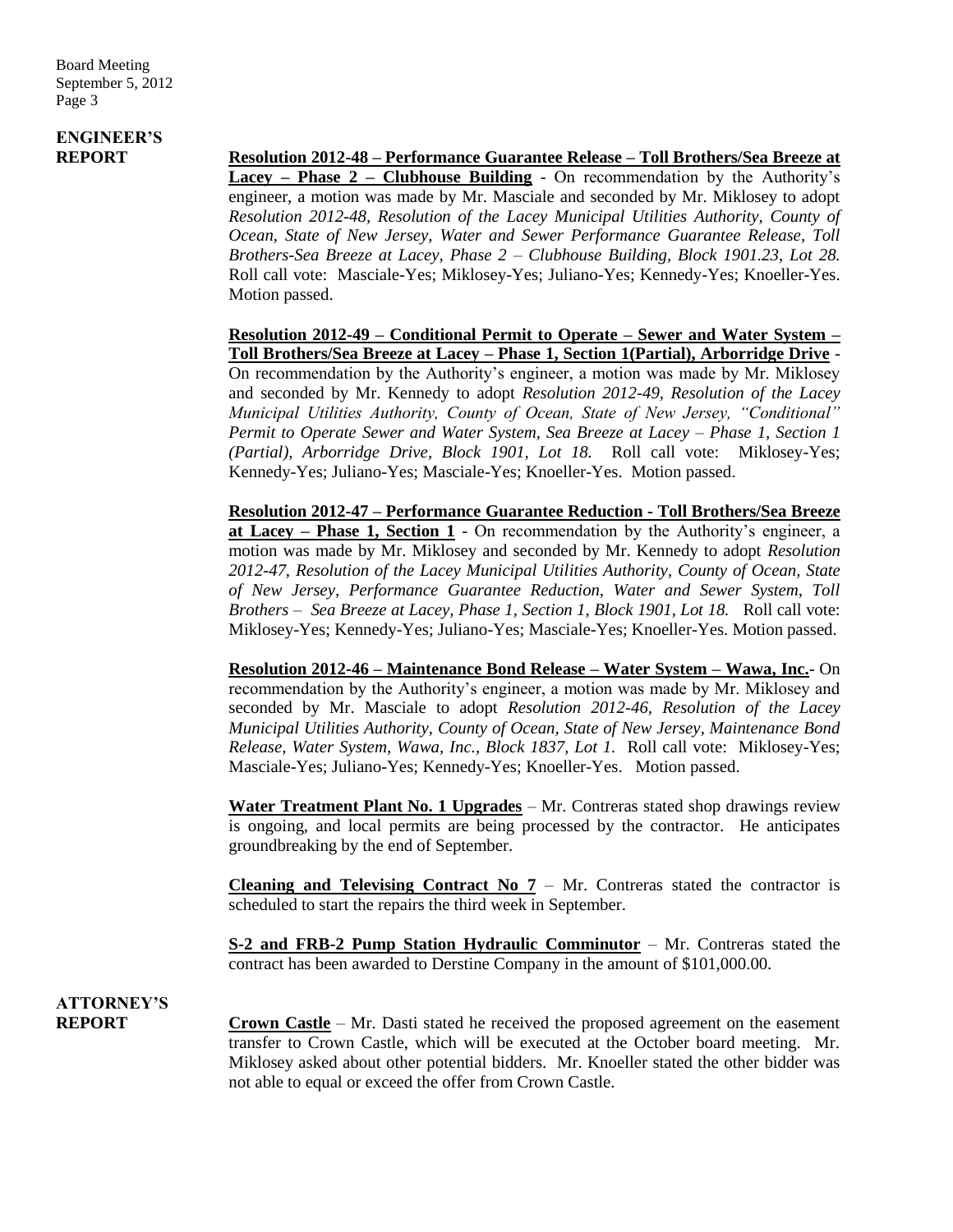**ENGINEER'S REPORT**

**Resolution 2012-48 – Performance Guarantee Release – Toll Brothers/Sea Breeze at Lacey – Phase 2 – Clubhouse Building** - On recommendation by the Authority's engineer, a motion was made by Mr. Masciale and seconded by Mr. Miklosey to adopt *Resolution 2012-48, Resolution of the Lacey Municipal Utilities Authority, County of Ocean, State of New Jersey, Water and Sewer Performance Guarantee Release, Toll Brothers-Sea Breeze at Lacey, Phase 2 – Clubhouse Building, Block 1901.23, Lot 28.* Roll call vote: Masciale-Yes; Miklosey-Yes; Juliano-Yes; Kennedy-Yes; Knoeller-Yes. Motion passed.

**Resolution 2012-49 – Conditional Permit to Operate – Sewer and Water System – Toll Brothers/Sea Breeze at Lacey – Phase 1, Section 1(Partial), Arborridge Drive** - On recommendation by the Authority's engineer, a motion was made by Mr. Miklosey and seconded by Mr. Kennedy to adopt *Resolution 2012-49, Resolution of the Lacey Municipal Utilities Authority, County of Ocean, State of New Jersey, "Conditional" Permit to Operate Sewer and Water System, Sea Breeze at Lacey – Phase 1, Section 1 (Partial), Arborridge Drive, Block 1901, Lot 18.* Roll call vote: Miklosey-Yes; Kennedy-Yes; Juliano-Yes; Masciale-Yes; Knoeller-Yes. Motion passed.

**Resolution 2012-47 – Performance Guarantee Reduction - Toll Brothers/Sea Breeze at Lacey – Phase 1, Section 1** - On recommendation by the Authority's engineer, a motion was made by Mr. Miklosey and seconded by Mr. Kennedy to adopt *Resolution 2012-47, Resolution of the Lacey Municipal Utilities Authority, County of Ocean, State of New Jersey, Performance Guarantee Reduction, Water and Sewer System, Toll Brothers – Sea Breeze at Lacey, Phase 1, Section 1, Block 1901, Lot 18.* Roll call vote: Miklosey-Yes; Kennedy-Yes; Juliano-Yes; Masciale-Yes; Knoeller-Yes. Motion passed.

**Resolution 2012-46 – Maintenance Bond Release – Water System – Wawa, Inc.**- On recommendation by the Authority's engineer, a motion was made by Mr. Miklosey and seconded by Mr. Masciale to adopt *Resolution 2012-46, Resolution of the Lacey Municipal Utilities Authority, County of Ocean, State of New Jersey, Maintenance Bond Release, Water System, Wawa, Inc., Block 1837, Lot 1.* Roll call vote: Miklosey-Yes; Masciale-Yes; Juliano-Yes; Kennedy-Yes; Knoeller-Yes. Motion passed.

**Water Treatment Plant No. 1 Upgrades** – Mr. Contreras stated shop drawings review is ongoing, and local permits are being processed by the contractor. He anticipates groundbreaking by the end of September.

**Cleaning and Televising Contract No 7** – Mr. Contreras stated the contractor is scheduled to start the repairs the third week in September.

**S-2 and FRB-2 Pump Station Hydraulic Comminutor** – Mr. Contreras stated the contract has been awarded to Derstine Company in the amount of $101,000.00.

**ATTORNEY'S REPORT**

**Crown Castle** – Mr. Dasti stated he received the proposed agreement on the easement transfer to Crown Castle, which will be executed at the October board meeting. Mr. Miklosey asked about other potential bidders. Mr. Knoeller stated the other bidder was not able to equal or exceed the offer from Crown Castle.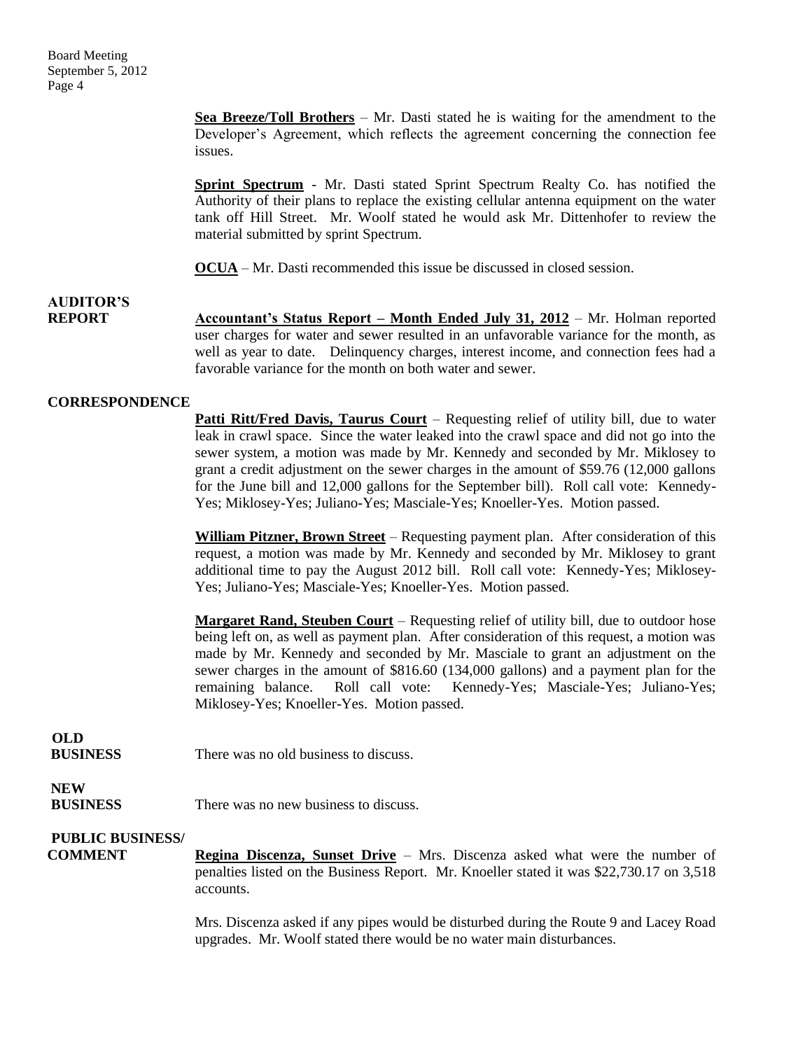**Sea Breeze/Toll Brothers** – Mr. Dasti stated he is waiting for the amendment to the Developer's Agreement, which reflects the agreement concerning the connection fee issues.

**Sprint Spectrum** - Mr. Dasti stated Sprint Spectrum Realty Co. has notified the Authority of their plans to replace the existing cellular antenna equipment on the water tank off Hill Street. Mr. Woolf stated he would ask Mr. Dittenhofer to review the material submitted by sprint Spectrum.

**OCUA** – Mr. Dasti recommended this issue be discussed in closed session.

**AUDITOR'S REPORT**

**Accountant's Status Report – Month Ended July 31, 2012** – Mr. Holman reported user charges for water and sewer resulted in an unfavorable variance for the month, as well as year to date. Delinquency charges, interest income, and connection fees had a favorable variance for the month on both water and sewer.

**CORRESPONDENCE**

**Patti Ritt/Fred Davis, Taurus Court** – Requesting relief of utility bill, due to water leak in crawl space. Since the water leaked into the crawl space and did not go into the sewer system, a motion was made by Mr. Kennedy and seconded by Mr. Miklosey to grant a credit adjustment on the sewer charges in the amount of $59.76 (12,000 gallons for the June bill and 12,000 gallons for the September bill). Roll call vote: Kennedy-Yes; Miklosey-Yes; Juliano-Yes; Masciale-Yes; Knoeller-Yes. Motion passed.

**William Pitzner, Brown Street** – Requesting payment plan. After consideration of this request, a motion was made by Mr. Kennedy and seconded by Mr. Miklosey to grant additional time to pay the August 2012 bill. Roll call vote: Kennedy-Yes; Miklosey-Yes; Juliano-Yes; Masciale-Yes; Knoeller-Yes. Motion passed.

**Margaret Rand, Steuben Court** – Requesting relief of utility bill, due to outdoor hose being left on, as well as payment plan. After consideration of this request, a motion was made by Mr. Kennedy and seconded by Mr. Masciale to grant an adjustment on the sewer charges in the amount of $816.60 (134,000 gallons) and a payment plan for the remaining balance. Roll call vote: Kennedy-Yes; Masciale-Yes; Juliano-Yes; Miklosey-Yes; Knoeller-Yes. Motion passed.

**OLD BUSINESS**

There was no old business to discuss.

**NEW BUSINESS**

There was no new business to discuss.

**PUBLIC BUSINESS/ COMMENT**

**Regina Discenza, Sunset Drive** – Mrs. Discenza asked what were the number of penalties listed on the Business Report. Mr. Knoeller stated it was $22,730.17 on 3,518 accounts.

Mrs. Discenza asked if any pipes would be disturbed during the Route 9 and Lacey Road upgrades. Mr. Woolf stated there would be no water main disturbances.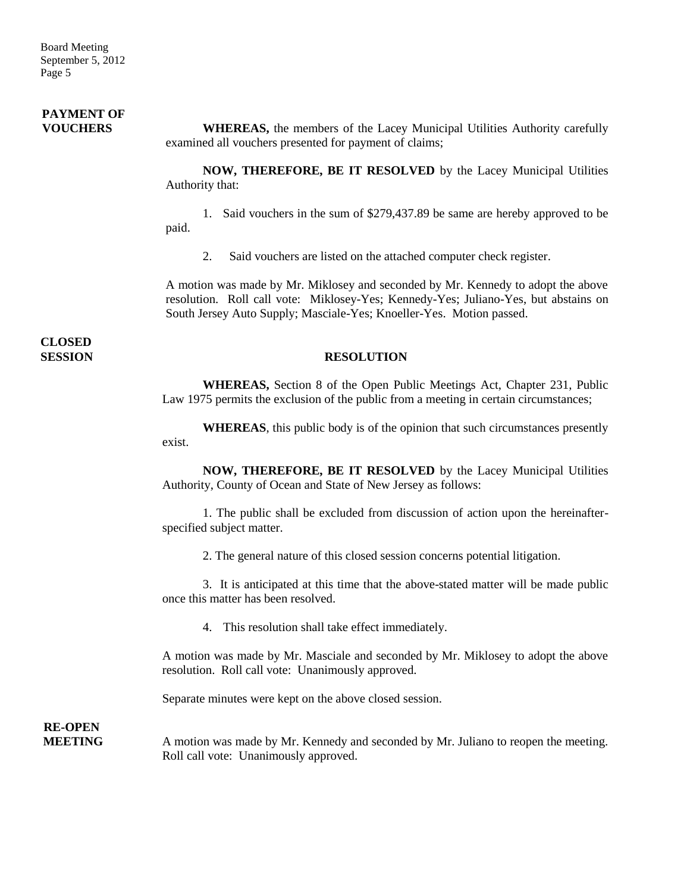**PAYMENT OF VOUCHERS**

**WHEREAS,** the members of the Lacey Municipal Utilities Authority carefully examined all vouchers presented for payment of claims;

**NOW, THEREFORE, BE IT RESOLVED** by the Lacey Municipal Utilities Authority that:

1. Said vouchers in the sum of $279,437.89 be same are hereby approved to be paid.

2. Said vouchers are listed on the attached computer check register.

A motion was made by Mr. Miklosey and seconded by Mr. Kennedy to adopt the above resolution. Roll call vote: Miklosey-Yes; Kennedy-Yes; Juliano-Yes, but abstains on South Jersey Auto Supply; Masciale-Yes; Knoeller-Yes. Motion passed.

**CLOSED SESSION**

**RESOLUTION**

**WHEREAS,** Section 8 of the Open Public Meetings Act, Chapter 231, Public Law 1975 permits the exclusion of the public from a meeting in certain circumstances;

**WHEREAS**, this public body is of the opinion that such circumstances presently exist.

**NOW, THEREFORE, BE IT RESOLVED** by the Lacey Municipal Utilities Authority, County of Ocean and State of New Jersey as follows:

1. The public shall be excluded from discussion of action upon the hereinafter-specified subject matter.

2. The general nature of this closed session concerns potential litigation.

3. It is anticipated at this time that the above-stated matter will be made public once this matter has been resolved.

4. This resolution shall take effect immediately.

A motion was made by Mr. Masciale and seconded by Mr. Miklosey to adopt the above resolution. Roll call vote: Unanimously approved.

Separate minutes were kept on the above closed session.

**RE-OPEN MEETING**

A motion was made by Mr. Kennedy and seconded by Mr. Juliano to reopen the meeting. Roll call vote: Unanimously approved.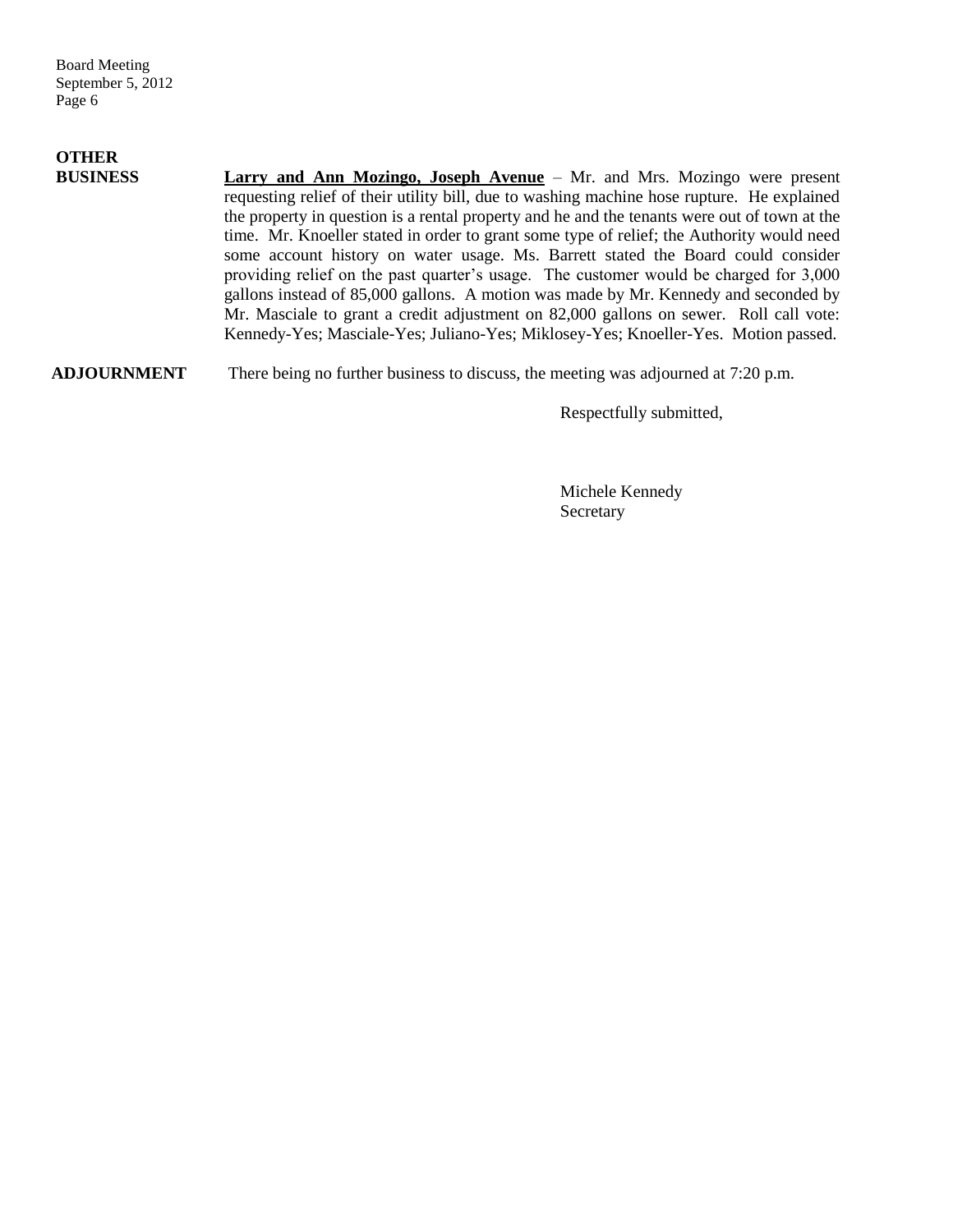**OTHER BUSINESS**

**Larry and Ann Mozingo, Joseph Avenue** – Mr. and Mrs. Mozingo were present requesting relief of their utility bill, due to washing machine hose rupture. He explained the property in question is a rental property and he and the tenants were out of town at the time. Mr. Knoeller stated in order to grant some type of relief; the Authority would need some account history on water usage. Ms. Barrett stated the Board could consider providing relief on the past quarter's usage. The customer would be charged for 3,000 gallons instead of 85,000 gallons. A motion was made by Mr. Kennedy and seconded by Mr. Masciale to grant a credit adjustment on 82,000 gallons on sewer. Roll call vote: Kennedy-Yes; Masciale-Yes; Juliano-Yes; Miklosey-Yes; Knoeller-Yes. Motion passed.

**ADJOURNMENT**

There being no further business to discuss, the meeting was adjourned at 7:20 p.m.

Respectfully submitted,

Michele Kennedy
Secretary